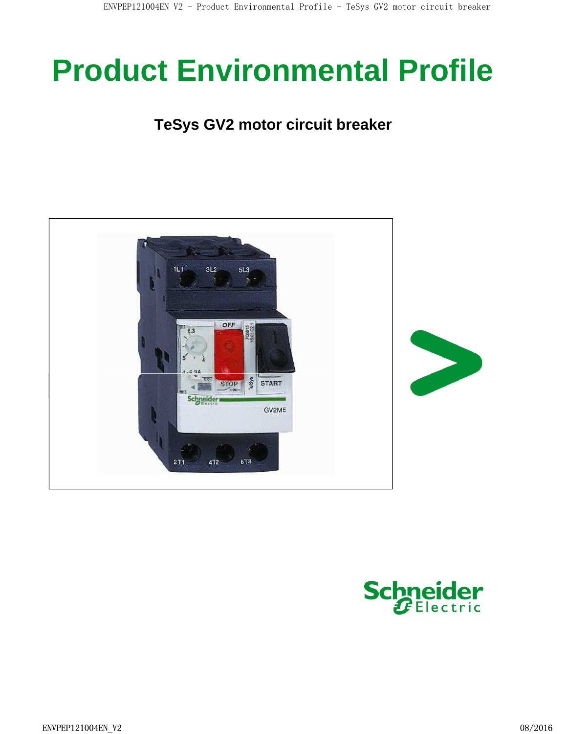# Product Environmental Profile

## TeSys GV2 motor circuit breaker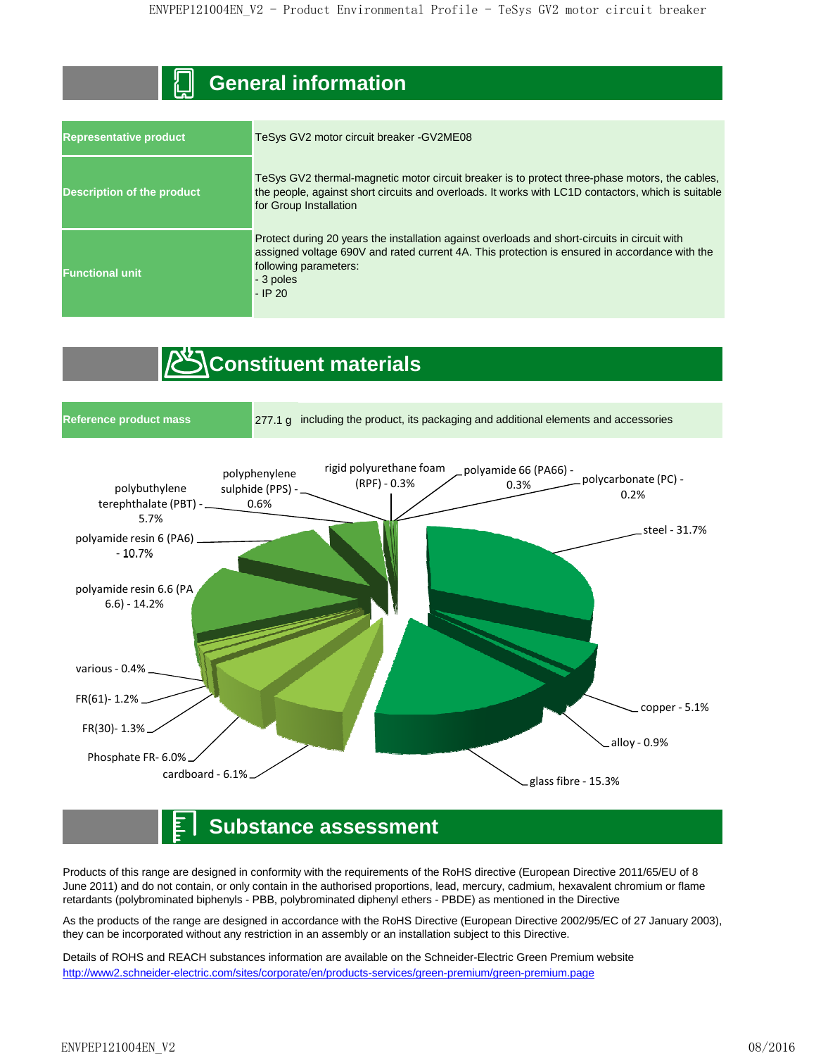## General information

| Representative product | TeSys GV2 motor circuit breaker -GV2ME08 |
|---|---|
| Description of the product | TeSys GV2 thermal-magnetic motor circuit breaker is to protect three-phase motors, the cables, the people, against short circuits and overloads. It works with LC1D contactors, which is suitable for Group Installation |
| Functional unit | Protect during 20 years the installation against overloads and short-circuits in circuit with assigned voltage 690V and rated current 4A. This protection is ensured in accordance with the following parameters:<br>- 3 poles<br>- IP 20 |

## Constituent materials

| Reference product mass | 277.1 g including the product, its packaging and additional elements and accessories |
|---|---|

- steel - 31.7%
- glass fibre - 15.3%
- polyamide resin 6.6 (PA 6.6) - 14.2%
- polyamide resin 6 (PA6) - 10.7%
- cardboard - 6.1%
- Phosphate FR- 6.0%
- polybuthylene terephthalate (PBT) - 5.7%
- copper - 5.1%
- FR(30)- 1.3%
- FR(61)- 1.2%
- alloy - 0.9%
- polyphenylene sulphide (PPS) - 0.6%
- various - 0.4%
- rigid polyurethane foam (RPF) - 0.3%
- polyamide 66 (PA66) - 0.3%
- polycarbonate (PC) - 0.2%

## Substance assessment

Products of this range are designed in conformity with the requirements of the RoHS directive (European Directive 2011/65/EU of 8 June 2011) and do not contain, or only contain in the authorised proportions, lead, mercury, cadmium, hexavalent chromium or flame retardants (polybrominated biphenyls - PBB, polybrominated diphenyl ethers - PBDE) as mentioned in the Directive

As the products of the range are designed in accordance with the RoHS Directive (European Directive 2002/95/EC of 27 January 2003), they can be incorporated without any restriction in an assembly or an installation subject to this Directive.

Details of ROHS and REACH substances information are available on the Schneider-Electric Green Premium website
http://www2.schneider-electric.com/sites/corporate/en/products-services/green-premium/green-premium.page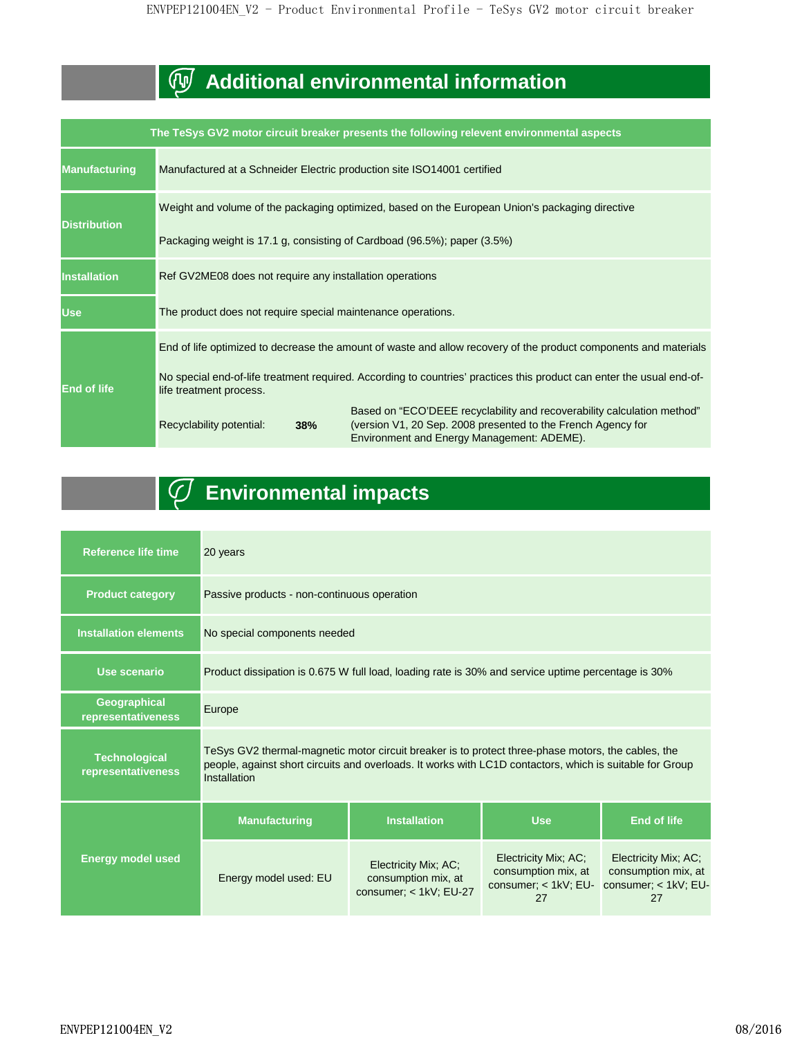## Additional environmental information

| The TeSys GV2 motor circuit breaker presents the following relevent environmental aspects | | | |
|---|---|---|---|
| **Manufacturing** | Manufactured at a Schneider Electric production site ISO14001 certified | | |
| **Distribution** | Weight and volume of the packaging optimized, based on the European Union's packaging directive<br><br>Packaging weight is 17.1 g, consisting of Cardboad (96.5%); paper (3.5%) | | |
| **Installation** | Ref GV2ME08 does not require any installation operations | | |
| **Use** | The product does not require special maintenance operations. | | |
| **End of life** | End of life optimized to decrease the amount of waste and allow recovery of the product components and materials<br><br>No special end-of-life treatment required. According to countries' practices this product can enter the usual end-of-life treatment process. | | |
| | Recyclability potential: | **38%** | Based on "ECO'DEEE recyclability and recoverability calculation method" (version V1, 20 Sep. 2008 presented to the French Agency for Environment and Energy Management: ADEME). |

## Environmental impacts

| | | | | |
|---|---|---|---|---|
| **Reference life time** | 20 years | | | |
| **Product category** | Passive products - non-continuous operation | | | |
| **Installation elements** | No special components needed | | | |
| **Use scenario** | Product dissipation is 0.675 W full load, loading rate is 30% and service uptime percentage is 30% | | | |
| **Geographical representativeness** | Europe | | | |
| **Technological representativeness** | TeSys GV2 thermal-magnetic motor circuit breaker is to protect three-phase motors, the cables, the people, against short circuits and overloads. It works with LC1D contactors, which is suitable for Group Installation | | | |
| **Energy model used** | **Manufacturing** | **Installation** | **Use** | **End of life** |
| | Energy model used: EU | Electricity Mix; AC; consumption mix, at consumer; < 1kV; EU-27 | Electricity Mix; AC; consumption mix, at consumer; < 1kV; EU-27 | Electricity Mix; AC; consumption mix, at consumer; < 1kV; EU-27 |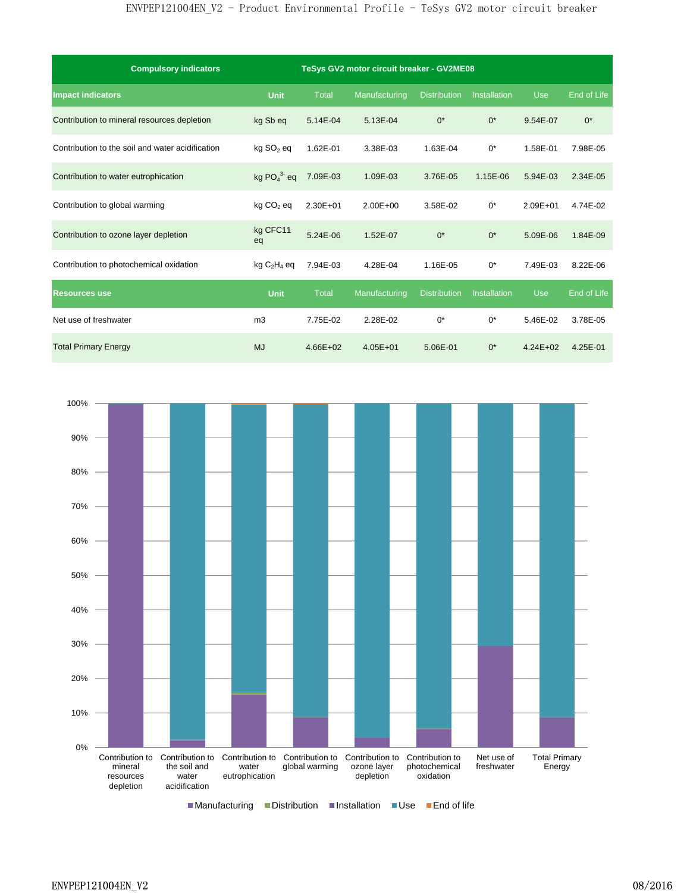| Compulsory indicators | | TeSys GV2 motor circuit breaker - GV2ME08 | | | | | |
|---|---|---|---|---|---|---|---|
| **Impact indicators** | **Unit** | Total | Manufacturing | Distribution | Installation | Use | End of Life |
| Contribution to mineral resources depletion | kg Sb eq | 5.14E-04 | 5.13E-04 | 0* | 0* | 9.54E-07 | 0* |
| Contribution to the soil and water acidification | kg $SO_2$ eq | 1.62E-01 | 3.38E-03 | 1.63E-04 | 0* | 1.58E-01 | 7.98E-05 |
| Contribution to water eutrophication | kg $PO_4^{3-}$ eq | 7.09E-03 | 1.09E-03 | 3.76E-05 | 1.15E-06 | 5.94E-03 | 2.34E-05 |
| Contribution to global warming | kg $CO_2$ eq | 2.30E+01 | 2.00E+00 | 3.58E-02 | 0* | 2.09E+01 | 4.74E-02 |
| Contribution to ozone layer depletion | kg CFC11 eq | 5.24E-06 | 1.52E-07 | 0* | 0* | 5.09E-06 | 1.84E-09 |
| Contribution to photochemical oxidation | kg $C_2H_4$ eq | 7.94E-03 | 4.28E-04 | 1.16E-05 | 0* | 7.49E-03 | 8.22E-06 |
| **Resources use** | **Unit** | Total | Manufacturing | Distribution | Installation | Use | End of Life |
| Net use of freshwater | m3 | 7.75E-02 | 2.28E-02 | 0* | 0* | 5.46E-02 | 3.78E-05 |
| Total Primary Energy | MJ | 4.66E+02 | 4.05E+01 | 5.06E-01 | 0* | 4.24E+02 | 4.25E-01 |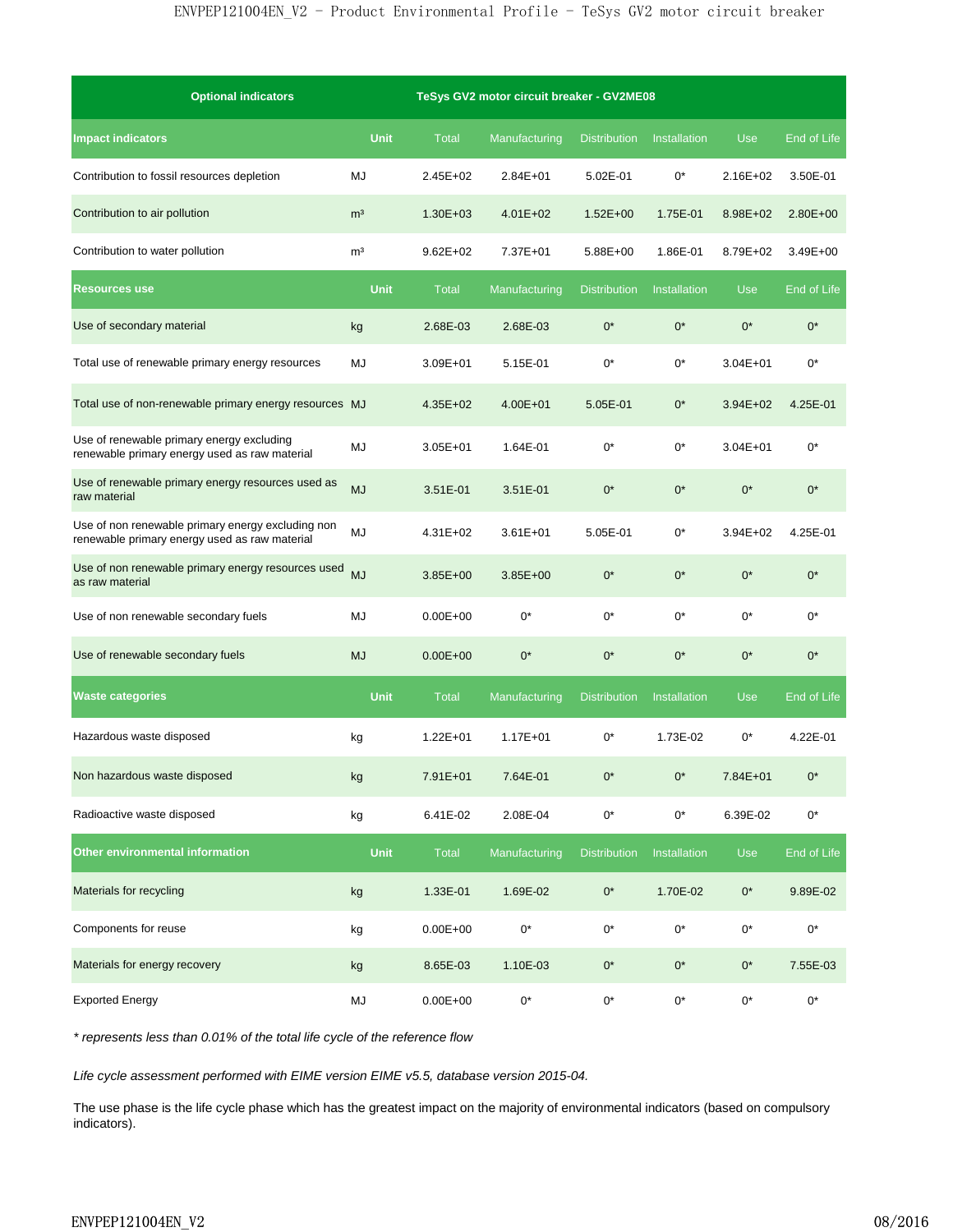| Optional indicators | | TeSys GV2 motor circuit breaker - GV2ME08 | | | | | |
|---|---|---|---|---|---|---|---|
| **Impact indicators** | **Unit** | **Total** | **Manufacturing** | **Distribution** | **Installation** | **Use** | **End of Life** |
| Contribution to fossil resources depletion | MJ | 2.45E+02 | 2.84E+01 | 5.02E-01 | 0* | 2.16E+02 | 3.50E-01 |
| Contribution to air pollution | m³ | 1.30E+03 | 4.01E+02 | 1.52E+00 | 1.75E-01 | 8.98E+02 | 2.80E+00 |
| Contribution to water pollution | m³ | 9.62E+02 | 7.37E+01 | 5.88E+00 | 1.86E-01 | 8.79E+02 | 3.49E+00 |
| **Resources use** | **Unit** | **Total** | **Manufacturing** | **Distribution** | **Installation** | **Use** | **End of Life** |
| Use of secondary material | kg | 2.68E-03 | 2.68E-03 | 0* | 0* | 0* | 0* |
| Total use of renewable primary energy resources | MJ | 3.09E+01 | 5.15E-01 | 0* | 0* | 3.04E+01 | 0* |
| Total use of non-renewable primary energy resources | MJ | 4.35E+02 | 4.00E+01 | 5.05E-01 | 0* | 3.94E+02 | 4.25E-01 |
| Use of renewable primary energy excluding renewable primary energy used as raw material | MJ | 3.05E+01 | 1.64E-01 | 0* | 0* | 3.04E+01 | 0* |
| Use of renewable primary energy resources used as raw material | MJ | 3.51E-01 | 3.51E-01 | 0* | 0* | 0* | 0* |
| Use of non renewable primary energy excluding non renewable primary energy used as raw material | MJ | 4.31E+02 | 3.61E+01 | 5.05E-01 | 0* | 3.94E+02 | 4.25E-01 |
| Use of non renewable primary energy resources used as raw material | MJ | 3.85E+00 | 3.85E+00 | 0* | 0* | 0* | 0* |
| Use of non renewable secondary fuels | MJ | 0.00E+00 | 0* | 0* | 0* | 0* | 0* |
| Use of renewable secondary fuels | MJ | 0.00E+00 | 0* | 0* | 0* | 0* | 0* |
| **Waste categories** | **Unit** | **Total** | **Manufacturing** | **Distribution** | **Installation** | **Use** | **End of Life** |
| Hazardous waste disposed | kg | 1.22E+01 | 1.17E+01 | 0* | 1.73E-02 | 0* | 4.22E-01 |
| Non hazardous waste disposed | kg | 7.91E+01 | 7.64E-01 | 0* | 0* | 7.84E+01 | 0* |
| Radioactive waste disposed | kg | 6.41E-02 | 2.08E-04 | 0* | 0* | 6.39E-02 | 0* |
| **Other environmental information** | **Unit** | **Total** | **Manufacturing** | **Distribution** | **Installation** | **Use** | **End of Life** |
| Materials for recycling | kg | 1.33E-01 | 1.69E-02 | 0* | 1.70E-02 | 0* | 9.89E-02 |
| Components for reuse | kg | 0.00E+00 | 0* | 0* | 0* | 0* | 0* |
| Materials for energy recovery | kg | 8.65E-03 | 1.10E-03 | 0* | 0* | 0* | 7.55E-03 |
| Exported Energy | MJ | 0.00E+00 | 0* | 0* | 0* | 0* | 0* |

*\* represents less than 0.01% of the total life cycle of the reference flow*

*Life cycle assessment performed with EIME version EIME v5.5, database version 2015-04.*

The use phase is the life cycle phase which has the greatest impact on the majority of environmental indicators (based on compulsory indicators).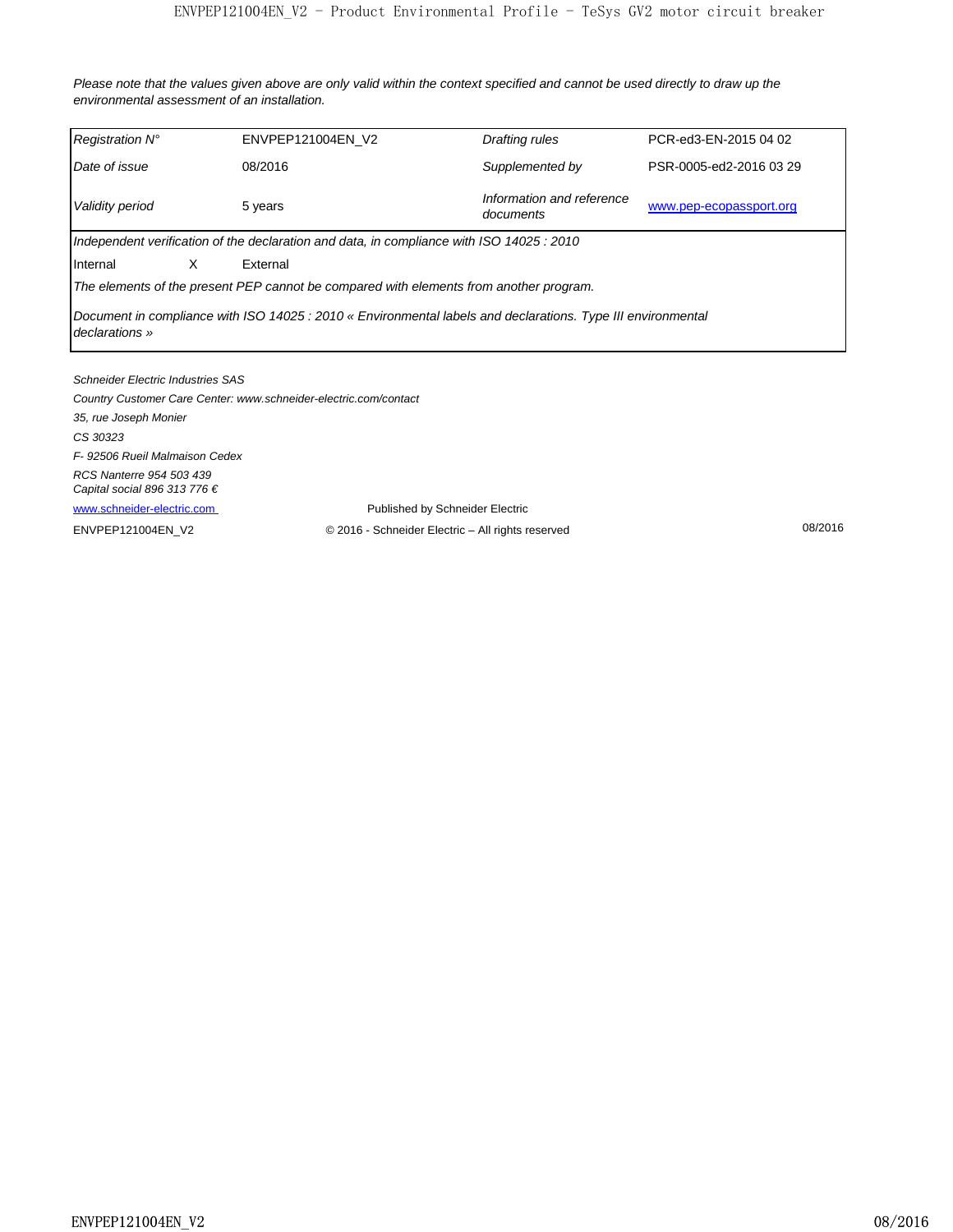*Please note that the values given above are only valid within the context specified and cannot be used directly to draw up the environmental assessment of an installation.*

| | | | |
|---|---|---|---|
| *Registration N°* | ENVPEP121004EN_V2 | *Drafting rules* | PCR-ed3-EN-2015 04 02 |
| *Date of issue* | 08/2016 | *Supplemented by* | PSR-0005-ed2-2016 03 29 |
| *Validity period* | 5 years | *Information and reference documents* | www.pep-ecopassport.org |

*Independent verification of the declaration and data, in compliance with ISO 14025 : 2010*

| | | |
|---|---|---|
| Internal | X | External |

*The elements of the present PEP cannot be compared with elements from another program.*

*Document in compliance with ISO 14025 : 2010 « Environmental labels and declarations. Type III environmental declarations »*

*Schneider Electric Industries SAS*

*Country Customer Care Center: www.schneider-electric.com/contact*

*35, rue Joseph Monier*

*CS 30323*

*F- 92506 Rueil Malmaison Cedex*

*RCS Nanterre 954 503 439*
*Capital social 896 313 776 €*

www.schneider-electric.com

Published by Schneider Electric

ENVPEP121004EN_V2

© 2016 - Schneider Electric – All rights reserved

08/2016